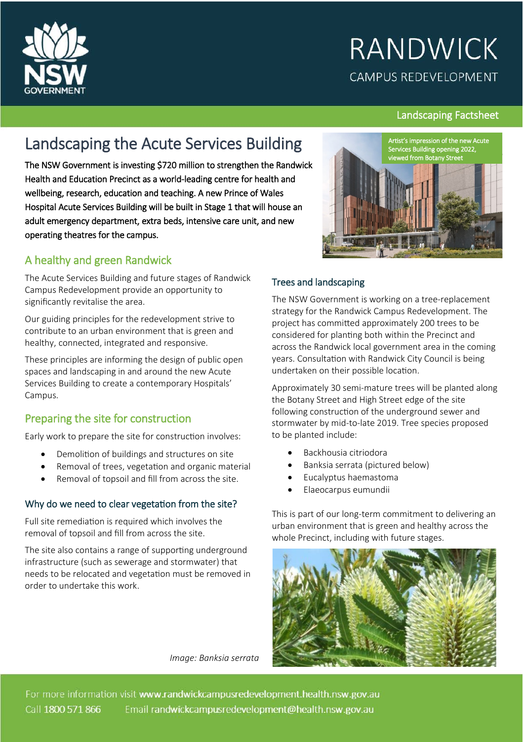RANDWICK
CAMPUS REDEVELOPMENT

Landscaping Factsheet

# Landscaping the Acute Services Building

**The NSW Government is investing $720 million to strengthen the Randwick Health and Education Precinct as a world-leading centre for health and wellbeing, research, education and teaching. A new Prince of Wales Hospital Acute Services Building will be built in Stage 1 that will house an adult emergency department, extra beds, intensive care unit, and new operating theatres for the campus.**

Artist's impression of the new Acute Services Building opening 2022, viewed from Botany Street

## A healthy and green Randwick

The Acute Services Building and future stages of Randwick Campus Redevelopment provide an opportunity to significantly revitalise the area.

Our guiding principles for the redevelopment strive to contribute to an urban environment that is green and healthy, connected, integrated and responsive.

These principles are informing the design of public open spaces and landscaping in and around the new Acute Services Building to create a contemporary Hospitals' Campus.

## Preparing the site for construction

Early work to prepare the site for construction involves:

- Demolition of buildings and structures on site
- Removal of trees, vegetation and organic material
- Removal of topsoil and fill from across the site.

### Why do we need to clear vegetation from the site?

Full site remediation is required which involves the removal of topsoil and fill from across the site.

The site also contains a range of supporting underground infrastructure (such as sewerage and stormwater) that needs to be relocated and vegetation must be removed in order to undertake this work.

### Trees and landscaping

The NSW Government is working on a tree-replacement strategy for the Randwick Campus Redevelopment. The project has committed approximately 200 trees to be considered for planting both within the Precinct and across the Randwick local government area in the coming years. Consultation with Randwick City Council is being undertaken on their possible location.

Approximately 30 semi-mature trees will be planted along the Botany Street and High Street edge of the site following construction of the underground sewer and stormwater by mid-to-late 2019. Tree species proposed to be planted include:

- Backhousia citriodora
- Banksia serrata (pictured below)
- Eucalyptus haemastoma
- Elaeocarpus eumundii

This is part of our long-term commitment to delivering an urban environment that is green and healthy across the whole Precinct, including with future stages.

*Image: Banksia serrata*

For more information visit **www.randwickcampusredevelopment.health.nsw.gov.au**
Call **1800 571 866** Email **randwickcampusredevelopment@health.nsw.gov.au**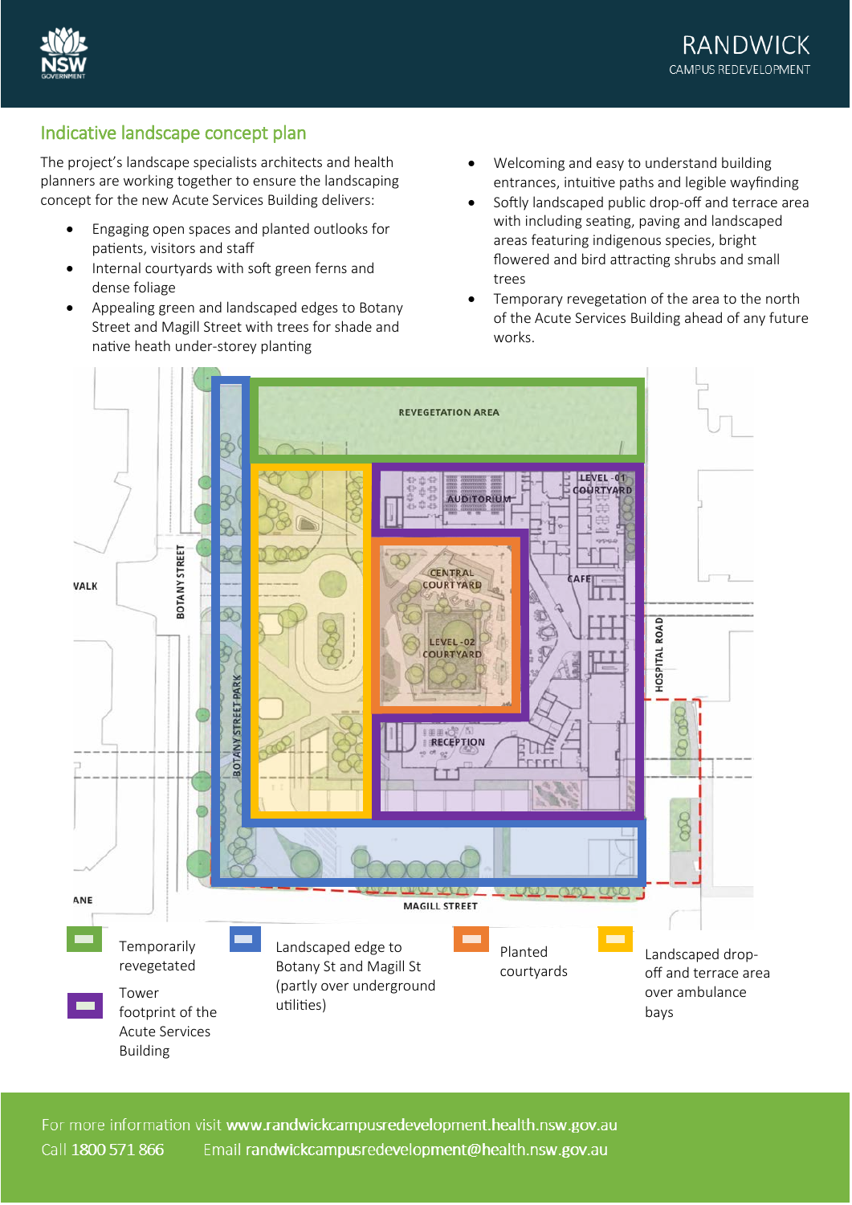RANDWICK
CAMPUS REDEVELOPMENT

## Indicative landscape concept plan

The project's landscape specialists architects and health planners are working together to ensure the landscaping concept for the new Acute Services Building delivers:

- Engaging open spaces and planted outlooks for patients, visitors and staff
- Internal courtyards with soft green ferns and dense foliage
- Appealing green and landscaped edges to Botany Street and Magill Street with trees for shade and native heath under-storey planting
- Welcoming and easy to understand building entrances, intuitive paths and legible wayfinding
- Softly landscaped public drop-off and terrace area with including seating, paving and landscaped areas featuring indigenous species, bright flowered and bird attracting shrubs and small trees
- Temporary revegetation of the area to the north of the Acute Services Building ahead of any future works.

REVEGETATION AREA
AUDITORIUM
LEVEL -01 COURTYARD
CAFE
CENTRAL COURTYARD
LEVEL -02 COURTYARD
RECEPTION
BOTANY STREET
BOTANY STREET PARK
HOSPITAL ROAD
MAGILL STREET
VALK
ANE

Temporarily revegetated

Tower footprint of the Acute Services Building

Landscaped edge to Botany St and Magill St (partly over underground utilities)

Planted courtyards

Landscaped drop-off and terrace area over ambulance bays

For more information visit www.randwickcampusredevelopment.health.nsw.gov.au
Call 1800 571 866 Email randwickcampusredevelopment@health.nsw.gov.au